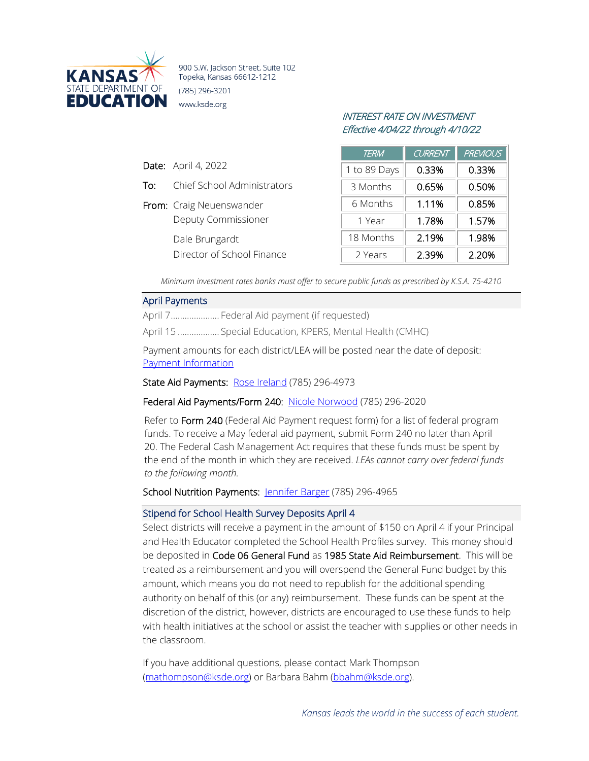**KANSAS STATE DEPARTMENT OF EDUCATION**

900 S.W. Jackson Street, Suite 102
Topeka, Kansas 66612-1212
(785) 296-3201
www.ksde.org

Date: April 4, 2022

To: Chief School Administrators

From: Craig Neuenswander
Deputy Commissioner

Dale Brungardt
Director of School Finance

*INTEREST RATE ON INVESTMENT*
*Effective 4/04/22 through 4/10/22*

| TERM | CURRENT | PREVIOUS |
|---|---|---|
| 1 to 89 Days | 0.33% | 0.33% |
| 3 Months | 0.65% | 0.50% |
| 6 Months | 1.11% | 0.85% |
| 1 Year | 1.78% | 1.57% |
| 18 Months | 2.19% | 1.98% |
| 2 Years | 2.39% | 2.20% |

*Minimum investment rates banks must offer to secure public funds as prescribed by K.S.A. 75-4210*

## April Payments

April 7..................... Federal Aid payment (if requested)

April 15 .................. Special Education, KPERS, Mental Health (CMHC)

Payment amounts for each district/LEA will be posted near the date of deposit: [Payment Information](Payment Information)

State Aid Payments: [Rose Ireland](Rose Ireland) (785) 296-4973

Federal Aid Payments/Form 240: [Nicole Norwood](Nicole Norwood) (785) 296-2020

Refer to Form 240 (Federal Aid Payment request form) for a list of federal program funds. To receive a May federal aid payment, submit Form 240 no later than April 20. The Federal Cash Management Act requires that these funds must be spent by the end of the month in which they are received. *LEAs cannot carry over federal funds to the following month.*

School Nutrition Payments: [Jennifer Barger](Jennifer Barger) (785) 296-4965

## Stipend for School Health Survey Deposits April 4

Select districts will receive a payment in the amount of $150 on April 4 if your Principal and Health Educator completed the School Health Profiles survey. This money should be deposited in Code 06 General Fund as 1985 State Aid Reimbursement. This will be treated as a reimbursement and you will overspend the General Fund budget by this amount, which means you do not need to republish for the additional spending authority on behalf of this (or any) reimbursement. These funds can be spent at the discretion of the district, however, districts are encouraged to use these funds to help with health initiatives at the school or assist the teacher with supplies or other needs in the classroom.

If you have additional questions, please contact Mark Thompson (mathompson@ksde.org) or Barbara Bahm (bbahm@ksde.org).

*Kansas leads the world in the success of each student.*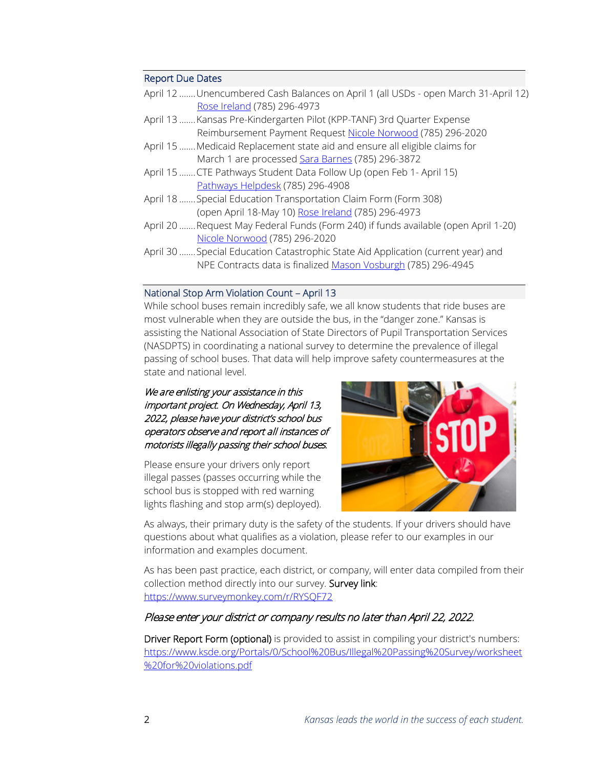## Report Due Dates

April 12 .......Unencumbered Cash Balances on April 1 (all USDs - open March 31-April 12) Rose Ireland (785) 296-4973

April 13 .......Kansas Pre-Kindergarten Pilot (KPP-TANF) 3rd Quarter Expense Reimbursement Payment Request Nicole Norwood (785) 296-2020

April 15 .......Medicaid Replacement state aid and ensure all eligible claims for March 1 are processed Sara Barnes (785) 296-3872

April 15 .......CTE Pathways Student Data Follow Up (open Feb 1- April 15) Pathways Helpdesk (785) 296-4908

April 18 .......Special Education Transportation Claim Form (Form 308) (open April 18-May 10) Rose Ireland (785) 296-4973

April 20 .......Request May Federal Funds (Form 240) if funds available (open April 1-20) Nicole Norwood (785) 296-2020

April 30 .......Special Education Catastrophic State Aid Application (current year) and NPE Contracts data is finalized Mason Vosburgh (785) 296-4945

## National Stop Arm Violation Count – April 13

While school buses remain incredibly safe, we all know students that ride buses are most vulnerable when they are outside the bus, in the "danger zone." Kansas is assisting the National Association of State Directors of Pupil Transportation Services (NASDPTS) in coordinating a national survey to determine the prevalence of illegal passing of school buses. That data will help improve safety countermeasures at the state and national level.

*We are enlisting your assistance in this important project. On Wednesday, April 13, 2022, please have your district's school bus operators observe and report all instances of motorists illegally passing their school buses.*

Please ensure your drivers only report illegal passes (passes occurring while the school bus is stopped with red warning lights flashing and stop arm(s) deployed).

As always, their primary duty is the safety of the students. If your drivers should have questions about what qualifies as a violation, please refer to our examples in our information and examples document.

As has been past practice, each district, or company, will enter data compiled from their collection method directly into our survey. **Survey link**: https://www.surveymonkey.com/r/RYSQF72

*Please enter your district or company results no later than April 22, 2022.*

**Driver Report Form (optional)** is provided to assist in compiling your district's numbers: https://www.ksde.org/Portals/0/School%20Bus/Illegal%20Passing%20Survey/worksheet%20for%20violations.pdf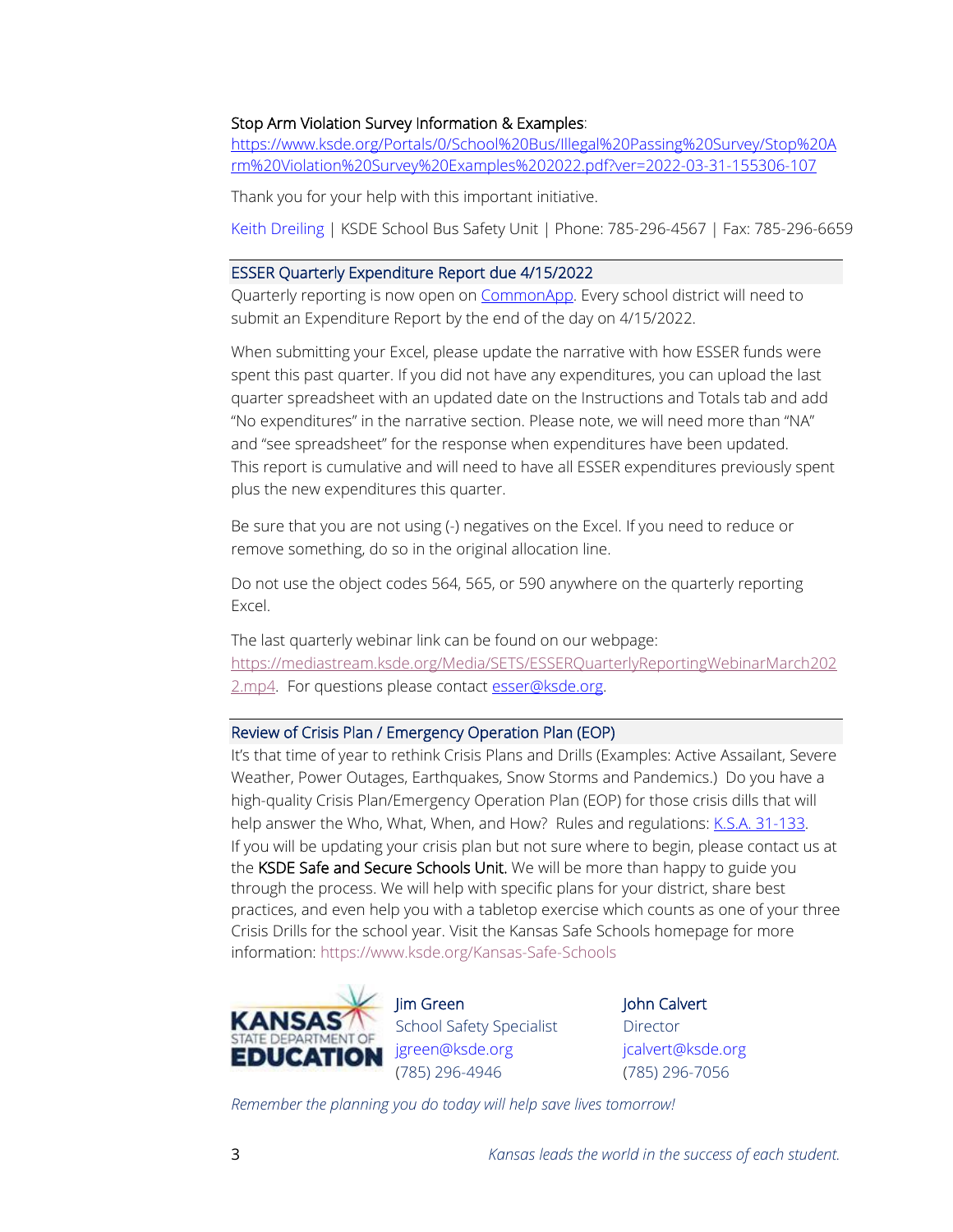Stop Arm Violation Survey Information & Examples:
https://www.ksde.org/Portals/0/School%20Bus/Illegal%20Passing%20Survey/Stop%20Arm%20Violation%20Survey%20Examples%202022.pdf?ver=2022-03-31-155306-107

Thank you for your help with this important initiative.

Keith Dreiling | KSDE School Bus Safety Unit | Phone: 785-296-4567 | Fax: 785-296-6659

## ESSER Quarterly Expenditure Report due 4/15/2022

Quarterly reporting is now open on CommonApp. Every school district will need to submit an Expenditure Report by the end of the day on 4/15/2022.

When submitting your Excel, please update the narrative with how ESSER funds were spent this past quarter. If you did not have any expenditures, you can upload the last quarter spreadsheet with an updated date on the Instructions and Totals tab and add "No expenditures" in the narrative section. Please note, we will need more than "NA" and "see spreadsheet" for the response when expenditures have been updated. This report is cumulative and will need to have all ESSER expenditures previously spent plus the new expenditures this quarter.

Be sure that you are not using (-) negatives on the Excel. If you need to reduce or remove something, do so in the original allocation line.

Do not use the object codes 564, 565, or 590 anywhere on the quarterly reporting Excel.

The last quarterly webinar link can be found on our webpage: https://mediastream.ksde.org/Media/SETS/ESSERQuarterlyReportingWebinarMarch2022.mp4. For questions please contact esser@ksde.org.

## Review of Crisis Plan / Emergency Operation Plan (EOP)

It's that time of year to rethink Crisis Plans and Drills (Examples: Active Assailant, Severe Weather, Power Outages, Earthquakes, Snow Storms and Pandemics.) Do you have a high-quality Crisis Plan/Emergency Operation Plan (EOP) for those crisis dills that will help answer the Who, What, When, and How? Rules and regulations: K.S.A. 31-133.
If you will be updating your crisis plan but not sure where to begin, please contact us at the KSDE Safe and Secure Schools Unit. We will be more than happy to guide you through the process. We will help with specific plans for your district, share best practices, and even help you with a tabletop exercise which counts as one of your three Crisis Drills for the school year. Visit the Kansas Safe Schools homepage for more information: https://www.ksde.org/Kansas-Safe-Schools

Jim Green
School Safety Specialist
jgreen@ksde.org
(785) 296-4946

John Calvert
Director
jcalvert@ksde.org
(785) 296-7056

*Remember the planning you do today will help save lives tomorrow!*

*Kansas leads the world in the success of each student.*